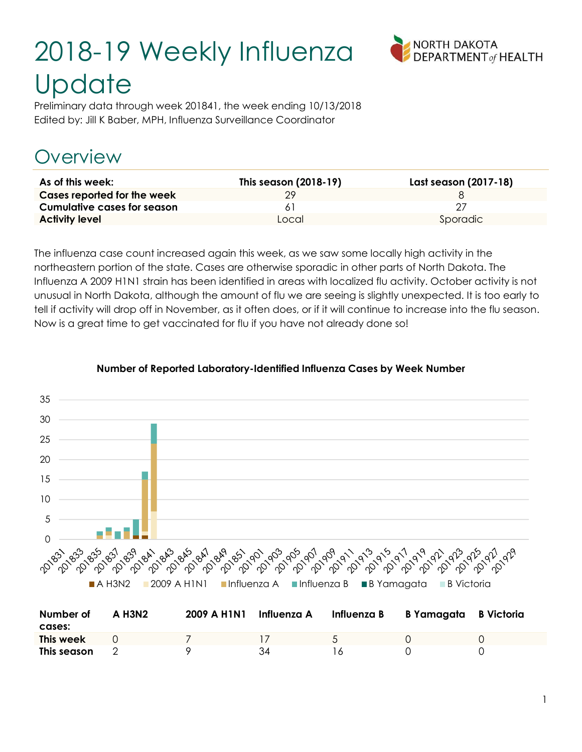# 2018-19 Weekly Influenza Update

Preliminary data through week 201841, the week ending 10/13/2018
Edited by: Jill K Baber, MPH, Influenza Surveillance Coordinator

## Overview

| As of this week: | This season (2018-19) | Last season (2017-18) |
|---|---|---|
| **Cases reported for the week** | 29 | 8 |
| **Cumulative cases for season** | 61 | 27 |
| **Activity level** | Local | Sporadic |

The influenza case count increased again this week, as we saw some locally high activity in the northeastern portion of the state. Cases are otherwise sporadic in other parts of North Dakota. The Influenza A 2009 H1N1 strain has been identified in areas with localized flu activity. October activity is not unusual in North Dakota, although the amount of flu we are seeing is slightly unexpected. It is too early to tell if activity will drop off in November, as it often does, or if it will continue to increase into the flu season. Now is a great time to get vaccinated for flu if you have not already done so!

**Number of Reported Laboratory-Identified Influenza Cases by Week Number**

| Number of cases: | A H3N2 | 2009 A H1N1 | Influenza A | Influenza B | B Yamagata | B Victoria |
|---|---|---|---|---|---|---|
| **This week** | 0 | 7 | 17 | 5 | 0 | 0 |
| **This season** | 2 | 9 | 34 | 16 | 0 | 0 |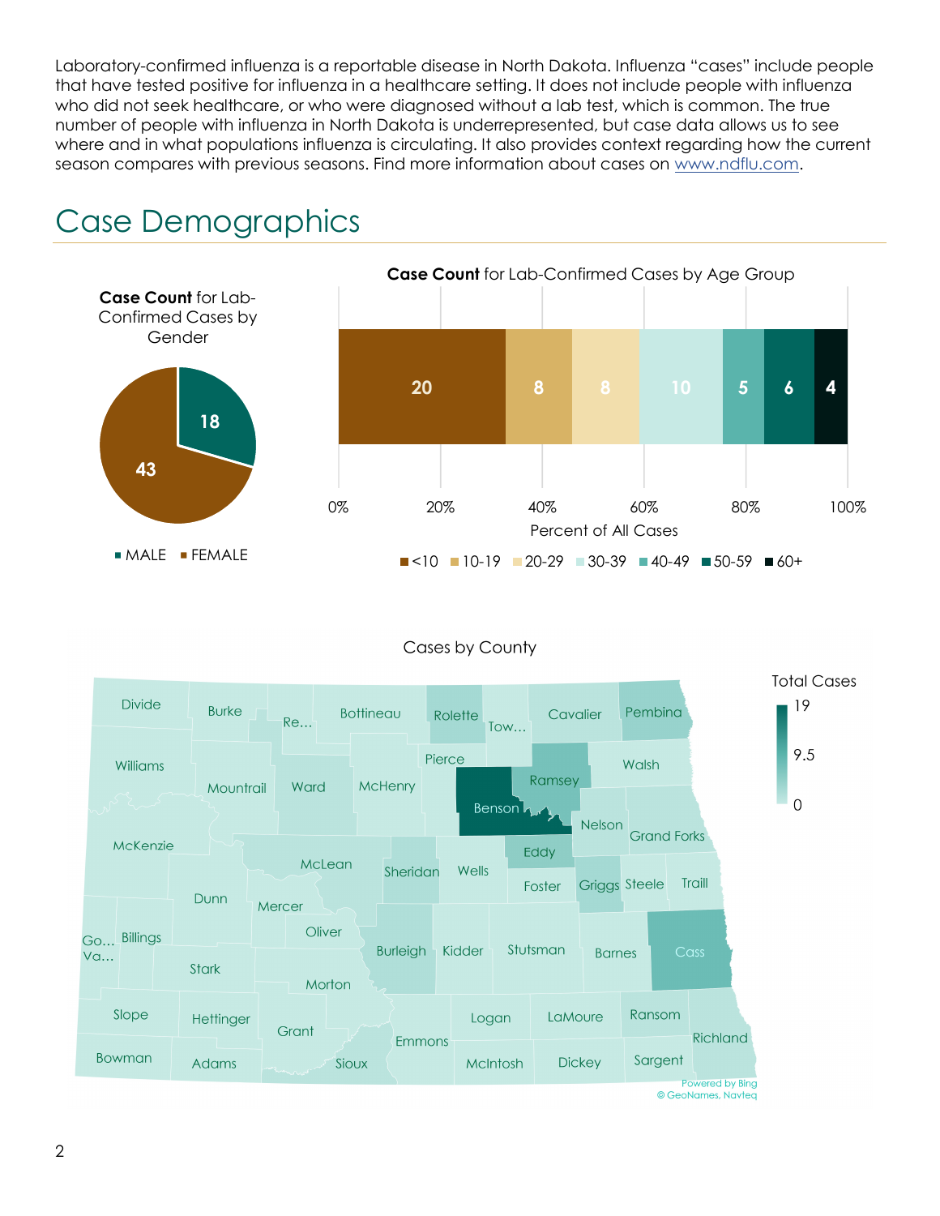Laboratory-confirmed influenza is a reportable disease in North Dakota. Influenza "cases" include people that have tested positive for influenza in a healthcare setting. It does not include people with influenza who did not seek healthcare, or who were diagnosed without a lab test, which is common. The true number of people with influenza in North Dakota is underrepresented, but case data allows us to see where and in what populations influenza is circulating. It also provides context regarding how the current season compares with previous seasons. Find more information about cases on www.ndflu.com.

# Case Demographics

**Case Count** for Lab-Confirmed Cases by Gender

| Gender | Cases |
|---|---|
| MALE | 18 |
| FEMALE | 43 |

**Case Count** for Lab-Confirmed Cases by Age Group

| Age Group | Cases |
|---|---|
| <10 | 20 |
| 10-19 | 8 |
| 20-29 | 8 |
| 30-39 | 10 |
| 40-49 | 5 |
| 50-59 | 6 |
| 60+ | 4 |

Percent of All Cases

Cases by County

Total Cases: 0 – 9.5 – 19

Powered by Bing
© GeoNames, Navteq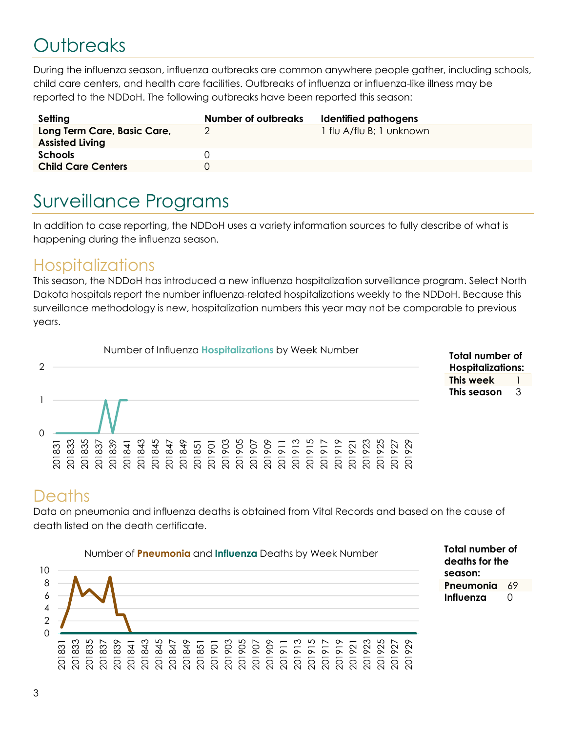# Outbreaks

During the influenza season, influenza outbreaks are common anywhere people gather, including schools, child care centers, and health care facilities. Outbreaks of influenza or influenza-like illness may be reported to the NDDoH. The following outbreaks have been reported this season:

| Setting | Number of outbreaks | Identified pathogens |
|---|---|---|
| **Long Term Care, Basic Care, Assisted Living** | 2 | 1 flu A/flu B; 1 unknown |
| **Schools** | 0 | |
| **Child Care Centers** | 0 | |

# Surveillance Programs

In addition to case reporting, the NDDoH uses a variety information sources to fully describe of what is happening during the influenza season.

## Hospitalizations

This season, the NDDoH has introduced a new influenza hospitalization surveillance program. Select North Dakota hospitals report the number influenza-related hospitalizations weekly to the NDDoH. Because this surveillance methodology is new, hospitalization numbers this year may not be comparable to previous years.

Number of Influenza **Hospitalizations** by Week Number

| Total number of Hospitalizations: | |
|---|---|
| This week | 1 |
| This season | 3 |

## Deaths

Data on pneumonia and influenza deaths is obtained from Vital Records and based on the cause of death listed on the death certificate.

Number of **Pneumonia** and **Influenza** Deaths by Week Number

| Total number of deaths for the season: | |
|---|---|
| Pneumonia | 69 |
| Influenza | 0 |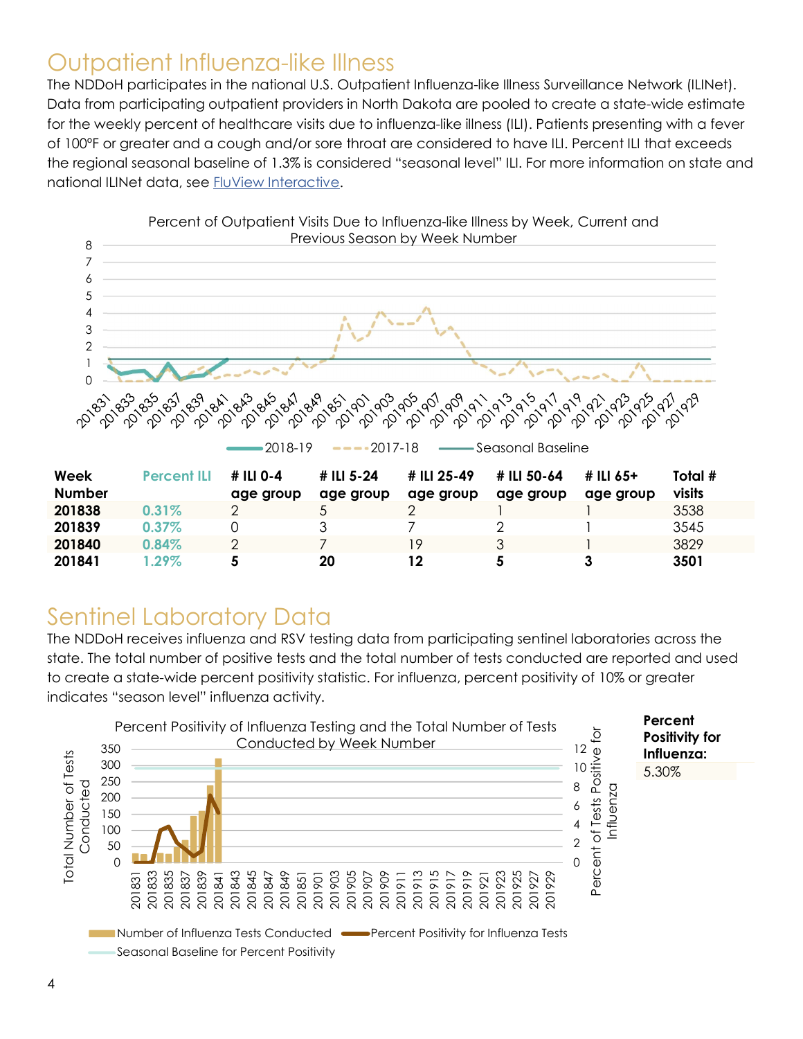# Outpatient Influenza-like Illness

The NDDoH participates in the national U.S. Outpatient Influenza-like Illness Surveillance Network (ILINet). Data from participating outpatient providers in North Dakota are pooled to create a state-wide estimate for the weekly percent of healthcare visits due to influenza-like illness (ILI). Patients presenting with a fever of 100°F or greater and a cough and/or sore throat are considered to have ILI. Percent ILI that exceeds the regional seasonal baseline of 1.3% is considered "seasonal level" ILI. For more information on state and national ILINet data, see [FluView Interactive](FluView Interactive).

Percent of Outpatient Visits Due to Influenza-like Illness by Week, Current and Previous Season by Week Number

| Week Number | Percent ILI | # ILI 0-4 age group | # ILI 5-24 age group | # ILI 25-49 age group | # ILI 50-64 age group | # ILI 65+ age group | Total # visits |
|---|---|---|---|---|---|---|---|
| **201838** | 0.31% | 2 | 5 | 2 | 1 | 1 | 3538 |
| **201839** | 0.37% | 0 | 3 | 7 | 2 | 1 | 3545 |
| **201840** | 0.84% | 2 | 7 | 19 | 3 | 1 | 3829 |
| **201841** | 1.29% | **5** | **20** | **12** | **5** | **3** | **3501** |

# Sentinel Laboratory Data

The NDDoH receives influenza and RSV testing data from participating sentinel laboratories across the state. The total number of positive tests and the total number of tests conducted are reported and used to create a state-wide percent positivity statistic. For influenza, percent positivity of 10% or greater indicates "season level" influenza activity.

Percent Positivity of Influenza Testing and the Total Number of Tests Conducted by Week Number

**Percent Positivity for Influenza:** 5.30%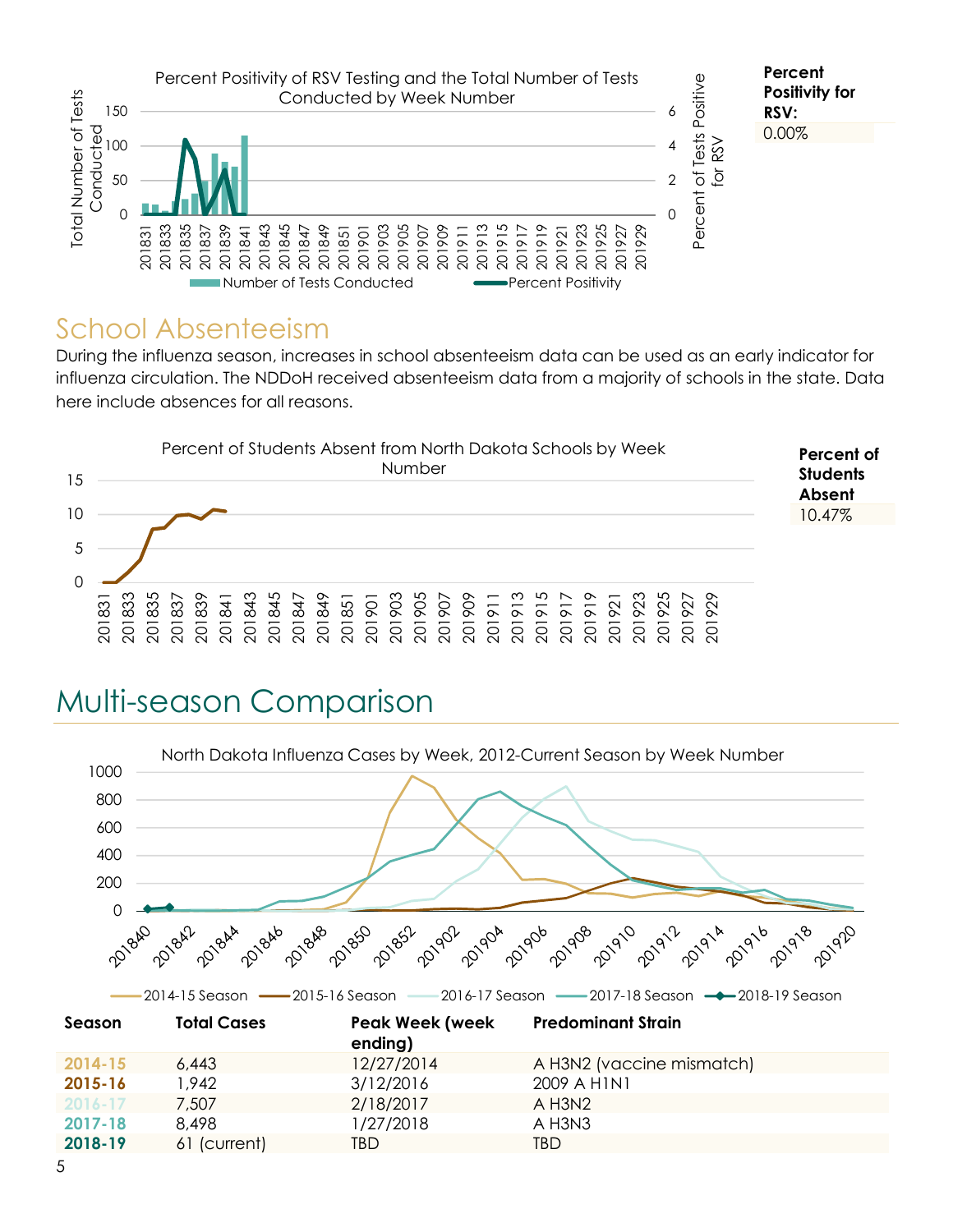Percent Positivity of RSV Testing and the Total Number of Tests Conducted by Week Number

**Percent Positivity for RSV:**

0.00%

## School Absenteeism

During the influenza season, increases in school absenteeism data can be used as an early indicator for influenza circulation. The NDDoH received absenteeism data from a majority of schools in the state. Data here include absences for all reasons.

Percent of Students Absent from North Dakota Schools by Week Number

**Percent of Students Absent**

10.47%

# Multi-season Comparison

North Dakota Influenza Cases by Week, 2012-Current Season by Week Number

| Season | Total Cases | Peak Week (week ending) | Predominant Strain |
|---|---|---|---|
| **2014-15** | 6,443 | 12/27/2014 | A H3N2 (vaccine mismatch) |
| **2015-16** | 1,942 | 3/12/2016 | 2009 A H1N1 |
| **2016-17** | 7,507 | 2/18/2017 | A H3N2 |
| **2017-18** | 8,498 | 1/27/2018 | A H3N3 |
| **2018-19** | 61 (current) | TBD | TBD |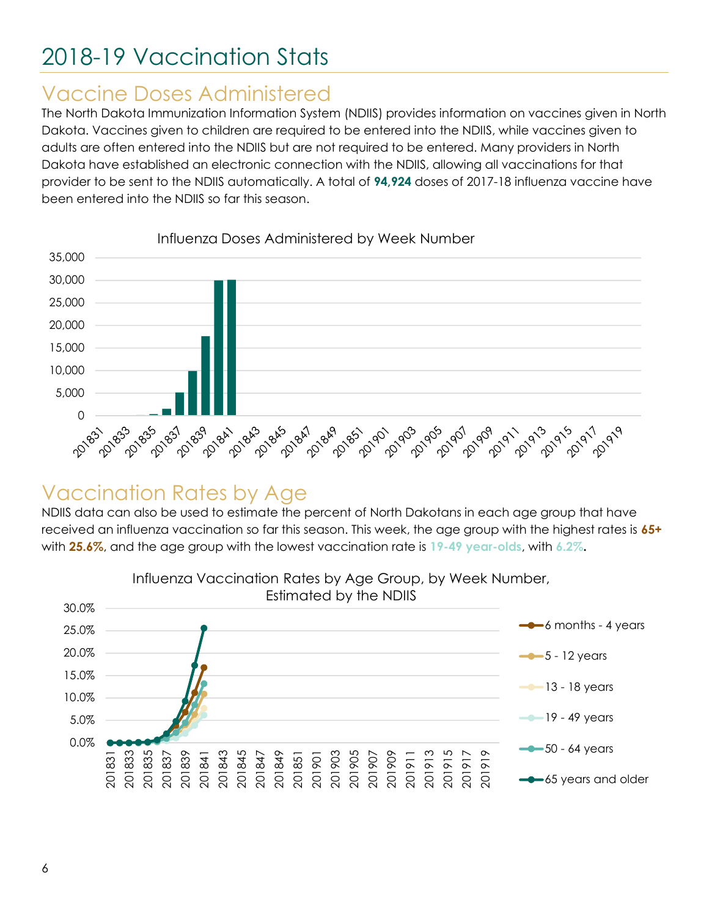# 2018-19 Vaccination Stats

## Vaccine Doses Administered

The North Dakota Immunization Information System (NDIIS) provides information on vaccines given in North Dakota. Vaccines given to children are required to be entered into the NDIIS, while vaccines given to adults are often entered into the NDIIS but are not required to be entered. Many providers in North Dakota have established an electronic connection with the NDIIS, allowing all vaccinations for that provider to be sent to the NDIIS automatically. A total of **94,924** doses of 2017-18 influenza vaccine have been entered into the NDIIS so far this season.

Influenza Doses Administered by Week Number

35,000
30,000
25,000
20,000
15,000
10,000
5,000
0

201831, 201833, 201835, 201837, 201839, 201841, 201843, 201845, 201847, 201849, 201851, 201901, 201903, 201905, 201907, 201909, 201911, 201913, 201915, 201917, 201919

## Vaccination Rates by Age

NDIIS data can also be used to estimate the percent of North Dakotans in each age group that have received an influenza vaccination so far this season. This week, the age group with the highest rates is **65+** with **25.6%**, and the age group with the lowest vaccination rate is **19-49 year-olds**, with **6.2%.**

Influenza Vaccination Rates by Age Group, by Week Number, Estimated by the NDIIS

30.0%
25.0%
20.0%
15.0%
10.0%
5.0%
0.0%

201831, 201833, 201835, 201837, 201839, 201841, 201843, 201845, 201847, 201849, 201851, 201901, 201903, 201905, 201907, 201909, 201911, 201913, 201915, 201917, 201919

6 months - 4 years
5 - 12 years
13 - 18 years
19 - 49 years
50 - 64 years
65 years and older